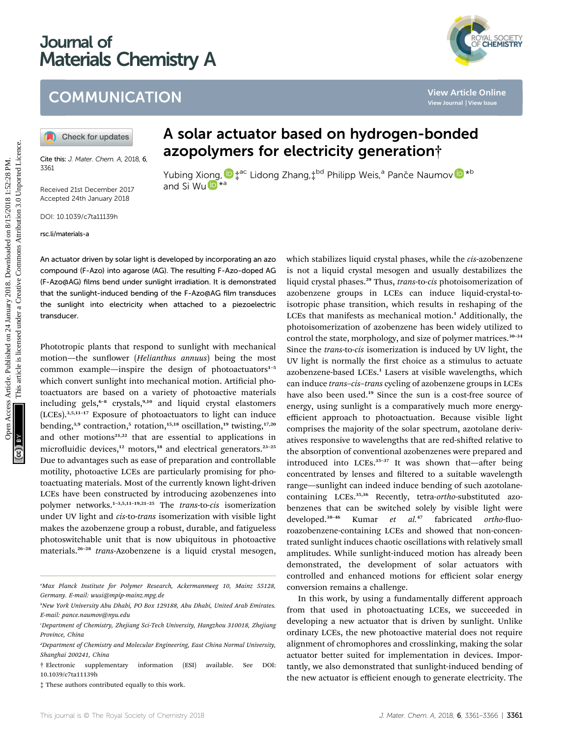# Journal of Materials Chemistry A

## COMMUNICATION

Cite this: *J. Mater. Chem. A*, 2018, **6**, 3361

Received 21st December 2017
Accepted 24th January 2018

DOI: 10.1039/c7ta11139h

rsc.li/materials-a

# A solar actuator based on hydrogen-bonded azopolymers for electricity generation†

Yubing Xiong,‡[ac] Lidong Zhang,‡[bd] Philipp Weis,[a] Pančе Naumov *[b] and Si Wu *[a]

An actuator driven by solar light is developed by incorporating an azo compound (F-Azo) into agarose (AG). The resulting F-Azo-doped AG (F-Azo@AG) films bend under sunlight irradiation. It is demonstrated that the sunlight-induced bending of the F-Azo@AG film transduces the sunlight into electricity when attached to a piezoelectric transducer.

Phototropic plants that respond to sunlight with mechanical motion—the sunflower (*Helianthus annuus*) being the most common example—inspire the design of photoactuators[1–5] which convert sunlight into mechanical motion. Artificial photoactuators are based on a variety of photoactive materials including gels,[6–8] crystals,[9,10] and liquid crystal elastomers (LCEs).[3,5,11–17] Exposure of photoactuators to light can induce bending,[3,9] contraction,[5] rotation,[15,18] oscillation,[19] twisting,[17,20] and other motions[21,22] that are essential to applications in microfluidic devices,[12] motors,[18] and electrical generators.[23–25] Due to advantages such as ease of preparation and controllable motility, photoactive LCEs are particularly promising for photoactuating materials. Most of the currently known light-driven LCEs have been constructed by introducing azobenzenes into polymer networks.[1–3,5,11–19,21–25] The *trans*-to-*cis* isomerization under UV light and *cis*-to-*trans* isomerization with visible light makes the azobenzene group a robust, durable, and fatigueless photoswitchable unit that is now ubiquitous in photoactive materials.[26–28] *trans*-Azobenzene is a liquid crystal mesogen, which stabilizes liquid crystal phases, while the *cis*-azobenzene is not a liquid crystal mesogen and usually destabilizes the liquid crystal phases.[29] Thus, *trans*-to-*cis* photoisomerization of azobenzene groups in LCEs can induce liquid-crystal-to-isotropic phase transition, which results in reshaping of the LCEs that manifests as mechanical motion.[1] Additionally, the photoisomerization of azobenzene has been widely utilized to control the state, morphology, and size of polymer matrices.[30–34] Since the *trans*-to-*cis* isomerization is induced by UV light, the UV light is normally the first choice as a stimulus to actuate azobenzene-based LCEs.[1] Lasers at visible wavelengths, which can induce *trans*–*cis*–*trans* cycling of azobenzene groups in LCEs have also been used.[19] Since the sun is a cost-free source of energy, using sunlight is a comparatively much more energy-efficient approach to photoactuation. Because visible light comprises the majority of the solar spectrum, azotolane derivatives responsive to wavelengths that are red-shifted relative to the absorption of conventional azobenzenes were prepared and introduced into LCEs.[35–37] It was shown that—after being concentrated by lenses and filtered to a suitable wavelength range—sunlight can indeed induce bending of such azotolane-containing LCEs.[35,36] Recently, tetra-*ortho*-substituted azobenzenes that can be switched solely by visible light were developed.[38–46] Kumar *et al.*[47] fabricated *ortho*-fluoroazobenzene-containing LCEs and showed that non-concentrated sunlight induces chaotic oscillations with relatively small amplitudes. While sunlight-induced motion has already been demonstrated, the development of solar actuators with controlled and enhanced motions for efficient solar energy conversion remains a challenge.

In this work, by using a fundamentally different approach from that used in photoactuating LCEs, we succeeded in developing a new actuator that is driven by sunlight. Unlike ordinary LCEs, the new photoactive material does not require alignment of chromophores and crosslinking, making the solar actuator better suited for implementation in devices. Importantly, we also demonstrated that sunlight-induced bending of the new actuator is efficient enough to generate electricity. The

[a] Max Planck Institute for Polymer Research, Ackermannweg 10, Mainz 55128, Germany. E-mail: wusi@mpip-mainz.mpg.de

[b] New York University Abu Dhabi, PO Box 129188, Abu Dhabi, United Arab Emirates. E-mail: pance.naumov@nyu.edu

[c] Department of Chemistry, Zhejiang Sci-Tech University, Hangzhou 310018, Zhejiang Province, China

[d] Department of Chemistry and Molecular Engineering, East China Normal University, Shanghai 200241, China

† Electronic supplementary information (ESI) available. See DOI: 10.1039/c7ta11139h

‡ These authors contributed equally to this work.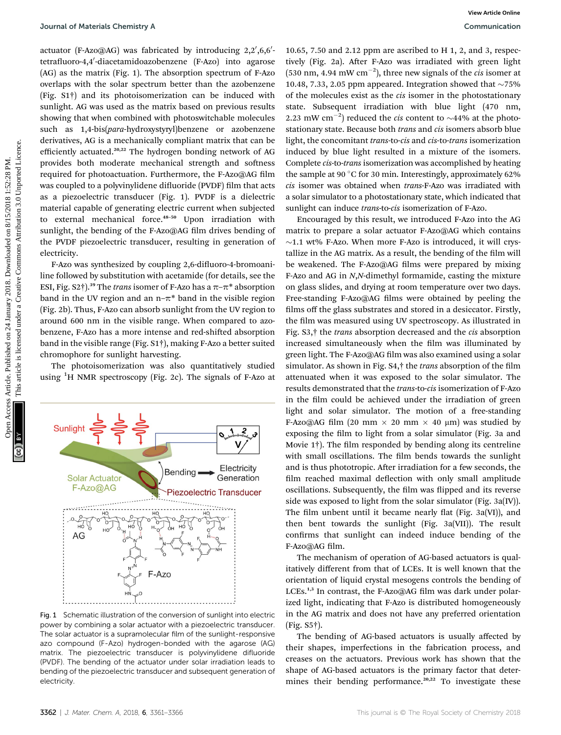actuator (F-Azo@AG) was fabricated by introducing 2,2′,6,6′-tetrafluoro-4,4′-diacetamidoazobenzene (F-Azo) into agarose (AG) as the matrix (Fig. 1). The absorption spectrum of F-Azo overlaps with the solar spectrum better than the azobenzene (Fig. S1†) and its photoisomerization can be induced with sunlight. AG was used as the matrix based on previous results showing that when combined with photoswitchable molecules such as 1,4-bis(*para*-hydroxystyryl)benzene or azobenzene derivatives, AG is a mechanically compliant matrix that can be efficiently actuated.[20,22] The hydrogen bonding network of AG provides both moderate mechanical strength and softness required for photoactuation. Furthermore, the F-Azo@AG film was coupled to a polyvinylidene difluoride (PVDF) film that acts as a piezoelectric transducer (Fig. 1). PVDF is a dielectric material capable of generating electric current when subjected to external mechanical force.[48–50] Upon irradiation with sunlight, the bending of the F-Azo@AG film drives bending of the PVDF piezoelectric transducer, resulting in generation of electricity.

F-Azo was synthesized by coupling 2,6-difluoro-4-bromoaniline followed by substitution with acetamide (for details, see the ESI, Fig. S2†).[39] The *trans* isomer of F-Azo has a π–π* absorption band in the UV region and an n–π* band in the visible region (Fig. 2b). Thus, F-Azo can absorb sunlight from the UV region to around 600 nm in the visible range. When compared to azobenzene, F-Azo has a more intense and red-shifted absorption band in the visible range (Fig. S1†), making F-Azo a better suited chromophore for sunlight harvesting.

The photoisomerization was also quantitatively studied using $^1H$ NMR spectroscopy (Fig. 2c). The signals of F-Azo at 10.65, 7.50 and 2.12 ppm are ascribed to H 1, 2, and 3, respectively (Fig. 2a). After F-Azo was irradiated with green light (530 nm, 4.94 mW cm$^{-2}$), three new signals of the *cis* isomer at 10.48, 7.33, 2.05 ppm appeared. Integration showed that ~75% of the molecules exist as the *cis* isomer in the photostationary state. Subsequent irradiation with blue light (470 nm, 2.23 mW cm$^{-2}$) reduced the *cis* content to ~44% at the photostationary state. Because both *trans* and *cis* isomers absorb blue light, the concomitant *trans*-to-*cis* and *cis*-to-*trans* isomerization induced by blue light resulted in a mixture of the isomers. Complete *cis*-to-*trans* isomerization was accomplished by heating the sample at 90 °C for 30 min. Interestingly, approximately 62% *cis* isomer was obtained when *trans*-F-Azo was irradiated with a solar simulator to a photostationary state, which indicated that sunlight can induce *trans*-to-*cis* isomerization of F-Azo.

Fig. 1 Schematic illustration of the conversion of sunlight into electric power by combining a solar actuator with a piezoelectric transducer. The solar actuator is a supramolecular film of the sunlight-responsive azo compound (F-Azo) hydrogen-bonded with the agarose (AG) matrix. The piezoelectric transducer is polyvinylidene difluoride (PVDF). The bending of the actuator under solar irradiation leads to bending of the piezoelectric transducer and subsequent generation of electricity.

Encouraged by this result, we introduced F-Azo into the AG matrix to prepare a solar actuator F-Azo@AG which contains ~1.1 wt% F-Azo. When more F-Azo is introduced, it will crystallize in the AG matrix. As a result, the bending of the film will be weakened. The F-Azo@AG films were prepared by mixing F-Azo and AG in *N*,*N*-dimethyl formamide, casting the mixture on glass slides, and drying at room temperature over two days. Free-standing F-Azo@AG films were obtained by peeling the films off the glass substrates and stored in a desiccator. Firstly, the film was measured using UV spectroscopy. As illustrated in Fig. S3,† the *trans* absorption decreased and the *cis* absorption increased simultaneously when the film was illuminated by green light. The F-Azo@AG film was also examined using a solar simulator. As shown in Fig. S4,† the *trans* absorption of the film attenuated when it was exposed to the solar simulator. The results demonstrated that the *trans*-to-*cis* isomerization of F-Azo in the film could be achieved under the irradiation of green light and solar simulator. The motion of a free-standing F-Azo@AG film (20 mm × 20 mm × 40 μm) was studied by exposing the film to light from a solar simulator (Fig. 3a and Movie 1†). The film responded by bending along its centreline with small oscillations. The film bends towards the sunlight and is thus phototropic. After irradiation for a few seconds, the film reached maximal deflection with only small amplitude oscillations. Subsequently, the film was flipped and its reverse side was exposed to light from the solar simulator (Fig. 3a(IV)). The film unbent until it became nearly flat (Fig. 3a(VI)), and then bent towards the sunlight (Fig. 3a(VII)). The result confirms that sunlight can indeed induce bending of the F-Azo@AG film.

The mechanism of operation of AG-based actuators is qualitatively different from that of LCEs. It is well known that the orientation of liquid crystal mesogens controls the bending of LCEs.[1,3] In contrast, the F-Azo@AG film was dark under polarized light, indicating that F-Azo is distributed homogeneously in the AG matrix and does not have any preferred orientation (Fig. S5†).

The bending of AG-based actuators is usually affected by their shapes, imperfections in the fabrication process, and creases on the actuators. Previous work has shown that the shape of AG-based actuators is the primary factor that determines their bending performance.[20,22] To investigate these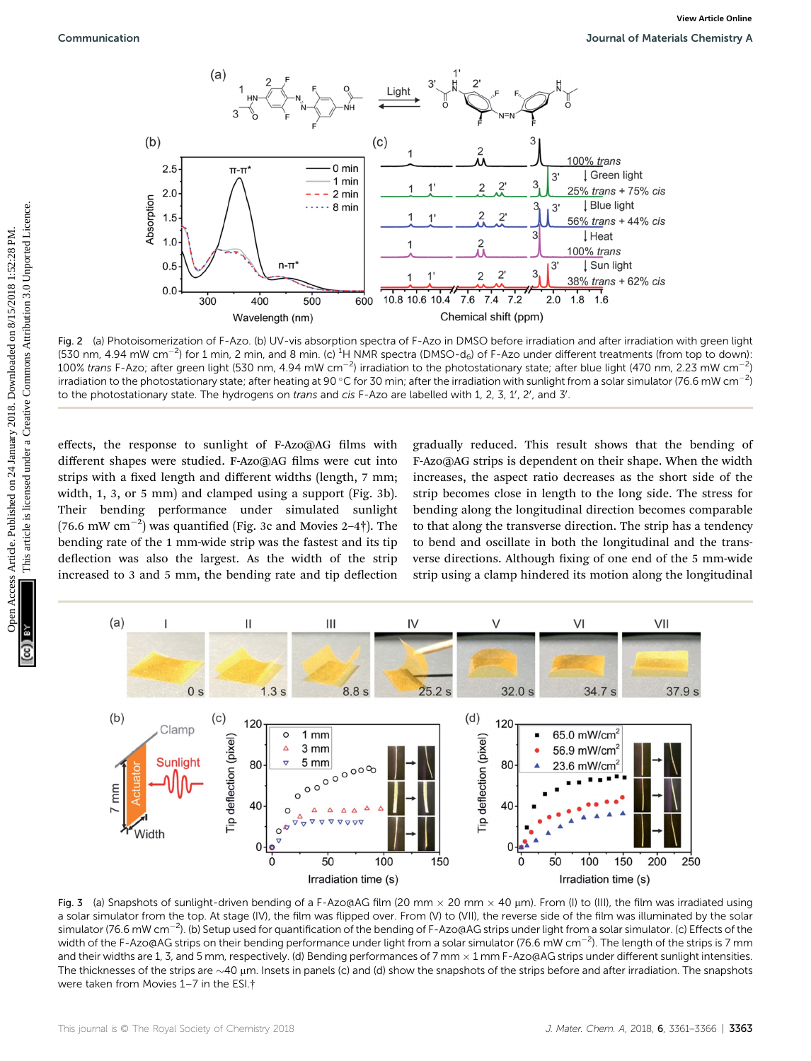Fig. 2 (a) Photoisomerization of F-Azo. (b) UV-vis absorption spectra of F-Azo in DMSO before irradiation and after irradiation with green light (530 nm, 4.94 mW $cm^{-2}$) for 1 min, 2 min, and 8 min. (c) $^1H$ NMR spectra (DMSO-$d_6$) of F-Azo under different treatments (from top to down): 100% *trans* F-Azo; after green light (530 nm, 4.94 mW $cm^{-2}$) irradiation to the photostationary state; after blue light (470 nm, 2.23 mW $cm^{-2}$) irradiation to the photostationary state; after heating at 90 °C for 30 min; after the irradiation with sunlight from a solar simulator (76.6 mW $cm^{-2}$) to the photostationary state. The hydrogens on *trans* and *cis* F-Azo are labelled with 1, 2, 3, 1′, 2′, and 3′.

effects, the response to sunlight of F-Azo@AG films with different shapes were studied. F-Azo@AG films were cut into strips with a fixed length and different widths (length, 7 mm; width, 1, 3, or 5 mm) and clamped using a support (Fig. 3b). Their bending performance under simulated sunlight (76.6 mW $cm^{-2}$) was quantified (Fig. 3c and Movies 2–4†). The bending rate of the 1 mm-wide strip was the fastest and its tip deflection was also the largest. As the width of the strip increased to 3 and 5 mm, the bending rate and tip deflection gradually reduced. This result shows that the bending of F-Azo@AG strips is dependent on their shape. When the width increases, the aspect ratio decreases as the short side of the strip becomes close in length to the long side. The stress for bending along the longitudinal direction becomes comparable to that along the transverse direction. The strip has a tendency to bend and oscillate in both the longitudinal and the transverse directions. Although fixing of one end of the 5 mm-wide strip using a clamp hindered its motion along the longitudinal

Fig. 3 (a) Snapshots of sunlight-driven bending of a F-Azo@AG film (20 mm × 20 mm × 40 μm). From (I) to (III), the film was irradiated using a solar simulator from the top. At stage (IV), the film was flipped over. From (V) to (VII), the reverse side of the film was illuminated by the solar simulator (76.6 mW $cm^{-2}$). (b) Setup used for quantification of the bending of F-Azo@AG strips under light from a solar simulator. (c) Effects of the width of the F-Azo@AG strips on their bending performance under light from a solar simulator (76.6 mW $cm^{-2}$). The length of the strips is 7 mm and their widths are 1, 3, and 5 mm, respectively. (d) Bending performances of 7 mm × 1 mm F-Azo@AG strips under different sunlight intensities. The thicknesses of the strips are ~40 μm. Insets in panels (c) and (d) show the snapshots of the strips before and after irradiation. The snapshots were taken from Movies 1–7 in the ESI.†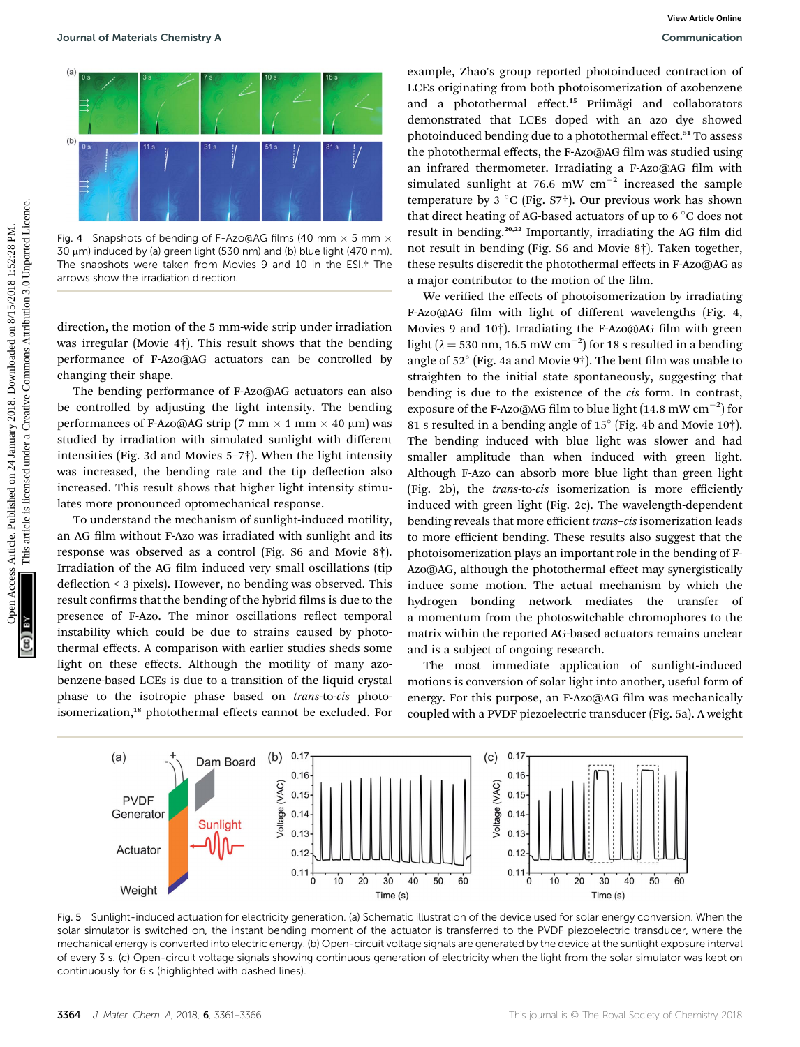Fig. 4 Snapshots of bending of F-Azo@AG films (40 mm × 5 mm × 30 μm) induced by (a) green light (530 nm) and (b) blue light (470 nm). The snapshots were taken from Movies 9 and 10 in the ESI.† The arrows show the irradiation direction.

direction, the motion of the 5 mm-wide strip under irradiation was irregular (Movie 4†). This result shows that the bending performance of F-Azo@AG actuators can be controlled by changing their shape.

The bending performance of F-Azo@AG actuators can also be controlled by adjusting the light intensity. The bending performances of F-Azo@AG strip (7 mm × 1 mm × 40 μm) was studied by irradiation with simulated sunlight with different intensities (Fig. 3d and Movies 5–7†). When the light intensity was increased, the bending rate and the tip deflection also increased. This result shows that higher light intensity stimulates more pronounced optomechanical response.

To understand the mechanism of sunlight-induced motility, an AG film without F-Azo was irradiated with sunlight and its response was observed as a control (Fig. S6 and Movie 8†). Irradiation of the AG film induced very small oscillations (tip deflection < 3 pixels). However, no bending was observed. This result confirms that the bending of the hybrid films is due to the presence of F-Azo. The minor oscillations reflect temporal instability which could be due to strains caused by photothermal effects. A comparison with earlier studies sheds some light on these effects. Although the motility of many azobenzene-based LCEs is due to a transition of the liquid crystal phase to the isotropic phase based on *trans*-to-*cis* photoisomerization,[18] photothermal effects cannot be excluded. For example, Zhao's group reported photoinduced contraction of LCEs originating from both photoisomerization of azobenzene and a photothermal effect.[15] Priimägi and collaborators demonstrated that LCEs doped with an azo dye showed photoinduced bending due to a photothermal effect.[51] To assess the photothermal effects, the F-Azo@AG film was studied using an infrared thermometer. Irradiating a F-Azo@AG film with simulated sunlight at 76.6 mW cm$^{-2}$ increased the sample temperature by 3 °C (Fig. S7†). Our previous work has shown that direct heating of AG-based actuators of up to 6 °C does not result in bending.[20,22] Importantly, irradiating the AG film did not result in bending (Fig. S6 and Movie 8†). Taken together, these results discredit the photothermal effects in F-Azo@AG as a major contributor to the motion of the film.

We verified the effects of photoisomerization by irradiating F-Azo@AG film with light of different wavelengths (Fig. 4, Movies 9 and 10†). Irradiating the F-Azo@AG film with green light ($\lambda$ = 530 nm, 16.5 mW cm$^{-2}$) for 18 s resulted in a bending angle of 52° (Fig. 4a and Movie 9†). The bent film was unable to straighten to the initial state spontaneously, suggesting that bending is due to the existence of the *cis* form. In contrast, exposure of the F-Azo@AG film to blue light (14.8 mW cm$^{-2}$) for 81 s resulted in a bending angle of 15° (Fig. 4b and Movie 10†). The bending induced with blue light was slower and had smaller amplitude than when induced with green light. Although F-Azo can absorb more blue light than green light (Fig. 2b), the *trans*-to-*cis* isomerization is more efficiently induced with green light (Fig. 2c). The wavelength-dependent bending reveals that more efficient *trans*–*cis* isomerization leads to more efficient bending. These results also suggest that the photoisomerization plays an important role in the bending of F-Azo@AG, although the photothermal effect may synergistically induce some motion. The actual mechanism by which the hydrogen bonding network mediates the transfer of a momentum from the photoswitchable chromophores to the matrix within the reported AG-based actuators remains unclear and is a subject of ongoing research.

The most immediate application of sunlight-induced motions is conversion of solar light into another, useful form of energy. For this purpose, an F-Azo@AG film was mechanically coupled with a PVDF piezoelectric transducer (Fig. 5a). A weight

Fig. 5 Sunlight-induced actuation for electricity generation. (a) Schematic illustration of the device used for solar energy conversion. When the solar simulator is switched on, the instant bending moment of the actuator is transferred to the PVDF piezoelectric transducer, where the mechanical energy is converted into electric energy. (b) Open-circuit voltage signals are generated by the device at the sunlight exposure interval of every 3 s. (c) Open-circuit voltage signals showing continuous generation of electricity when the light from the solar simulator was kept on continuously for 6 s (highlighted with dashed lines).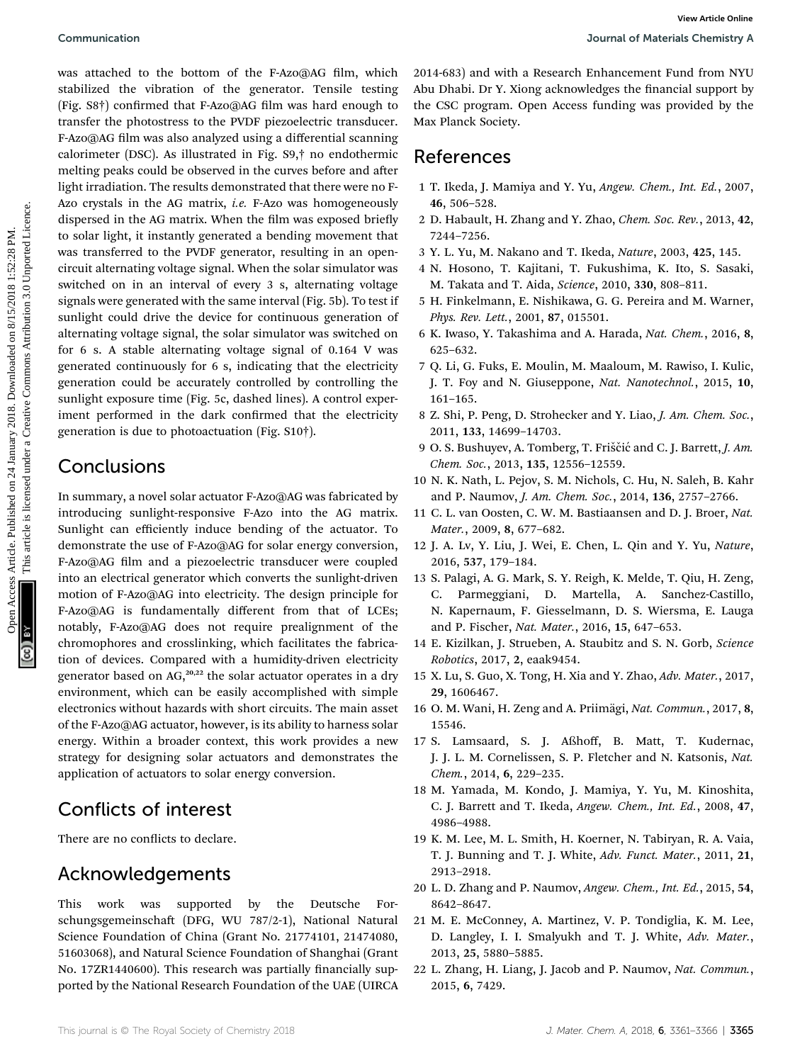was attached to the bottom of the F-Azo@AG film, which stabilized the vibration of the generator. Tensile testing (Fig. S8†) confirmed that F-Azo@AG film was hard enough to transfer the photostress to the PVDF piezoelectric transducer. F-Azo@AG film was also analyzed using a differential scanning calorimeter (DSC). As illustrated in Fig. S9,† no endothermic melting peaks could be observed in the curves before and after light irradiation. The results demonstrated that there were no F-Azo crystals in the AG matrix, *i.e.* F-Azo was homogeneously dispersed in the AG matrix. When the film was exposed briefly to solar light, it instantly generated a bending movement that was transferred to the PVDF generator, resulting in an open-circuit alternating voltage signal. When the solar simulator was switched on in an interval of every 3 s, alternating voltage signals were generated with the same interval (Fig. 5b). To test if sunlight could drive the device for continuous generation of alternating voltage signal, the solar simulator was switched on for 6 s. A stable alternating voltage signal of 0.164 V was generated continuously for 6 s, indicating that the electricity generation could be accurately controlled by controlling the sunlight exposure time (Fig. 5c, dashed lines). A control experiment performed in the dark confirmed that the electricity generation is due to photoactuation (Fig. S10†).

## Conclusions

In summary, a novel solar actuator F-Azo@AG was fabricated by introducing sunlight-responsive F-Azo into the AG matrix. Sunlight can efficiently induce bending of the actuator. To demonstrate the use of F-Azo@AG for solar energy conversion, F-Azo@AG film and a piezoelectric transducer were coupled into an electrical generator which converts the sunlight-driven motion of F-Azo@AG into electricity. The design principle for F-Azo@AG is fundamentally different from that of LCEs; notably, F-Azo@AG does not require prealignment of the chromophores and crosslinking, which facilitates the fabrication of devices. Compared with a humidity-driven electricity generator based on AG,[20,22] the solar actuator operates in a dry environment, which can be easily accomplished with simple electronics without hazards with short circuits. The main asset of the F-Azo@AG actuator, however, is its ability to harness solar energy. Within a broader context, this work provides a new strategy for designing solar actuators and demonstrates the application of actuators to solar energy conversion.

## Conflicts of interest

There are no conflicts to declare.

## Acknowledgements

This work was supported by the Deutsche Forschungsgemeinschaft (DFG, WU 787/2-1), National Natural Science Foundation of China (Grant No. 21774101, 21474080, 51603068), and Natural Science Foundation of Shanghai (Grant No. 17ZR1440600). This research was partially financially supported by the National Research Foundation of the UAE (UIRCA 2014-683) and with a Research Enhancement Fund from NYU Abu Dhabi. Dr Y. Xiong acknowledges the financial support by the CSC program. Open Access funding was provided by the Max Planck Society.

## References

1. T. Ikeda, J. Mamiya and Y. Yu, *Angew. Chem., Int. Ed.*, 2007, **46**, 506–528.
2. D. Habault, H. Zhang and Y. Zhao, *Chem. Soc. Rev.*, 2013, **42**, 7244–7256.
3. Y. L. Yu, M. Nakano and T. Ikeda, *Nature*, 2003, **425**, 145.
4. N. Hosono, T. Kajitani, T. Fukushima, K. Ito, S. Sasaki, M. Takata and T. Aida, *Science*, 2010, **330**, 808–811.
5. H. Finkelmann, E. Nishikawa, G. G. Pereira and M. Warner, *Phys. Rev. Lett.*, 2001, **87**, 015501.
6. K. Iwaso, Y. Takashima and A. Harada, *Nat. Chem.*, 2016, **8**, 625–632.
7. Q. Li, G. Fuks, E. Moulin, M. Maaloum, M. Rawiso, I. Kulic, J. T. Foy and N. Giuseppone, *Nat. Nanotechnol.*, 2015, **10**, 161–165.
8. Z. Shi, P. Peng, D. Strohecker and Y. Liao, *J. Am. Chem. Soc.*, 2011, **133**, 14699–14703.
9. O. S. Bushuyev, A. Tomberg, T. Friščić and C. J. Barrett, *J. Am. Chem. Soc.*, 2013, **135**, 12556–12559.
10. N. K. Nath, L. Pejov, S. M. Nichols, C. Hu, N. Saleh, B. Kahr and P. Naumov, *J. Am. Chem. Soc.*, 2014, **136**, 2757–2766.
11. C. L. van Oosten, C. W. M. Bastiaansen and D. J. Broer, *Nat. Mater.*, 2009, **8**, 677–682.
12. J. A. Lv, Y. Liu, J. Wei, E. Chen, L. Qin and Y. Yu, *Nature*, 2016, **537**, 179–184.
13. S. Palagi, A. G. Mark, S. Y. Reigh, K. Melde, T. Qiu, H. Zeng, C. Parmeggiani, D. Martella, A. Sanchez-Castillo, N. Kapernaum, F. Giesselmann, D. S. Wiersma, E. Lauga and P. Fischer, *Nat. Mater.*, 2016, **15**, 647–653.
14. E. Kizilkan, J. Strueben, A. Staubitz and S. N. Gorb, *Science Robotics*, 2017, **2**, eaak9454.
15. X. Lu, S. Guo, X. Tong, H. Xia and Y. Zhao, *Adv. Mater.*, 2017, **29**, 1606467.
16. O. M. Wani, H. Zeng and A. Priimägi, *Nat. Commun.*, 2017, **8**, 15546.
17. S. Lamsaard, S. J. Aßhoff, B. Matt, T. Kudernac, J. J. L. M. Cornelissen, S. P. Fletcher and N. Katsonis, *Nat. Chem.*, 2014, **6**, 229–235.
18. M. Yamada, M. Kondo, J. Mamiya, Y. Yu, M. Kinoshita, C. J. Barrett and T. Ikeda, *Angew. Chem., Int. Ed.*, 2008, **47**, 4986–4988.
19. K. M. Lee, M. L. Smith, H. Koerner, N. Tabiryan, R. A. Vaia, T. J. Bunning and T. J. White, *Adv. Funct. Mater.*, 2011, **21**, 2913–2918.
20. L. D. Zhang and P. Naumov, *Angew. Chem., Int. Ed.*, 2015, **54**, 8642–8647.
21. M. E. McConney, A. Martinez, V. P. Tondiglia, K. M. Lee, D. Langley, I. I. Smalyukh and T. J. White, *Adv. Mater.*, 2013, **25**, 5880–5885.
22. L. Zhang, H. Liang, J. Jacob and P. Naumov, *Nat. Commun.*, 2015, **6**, 7429.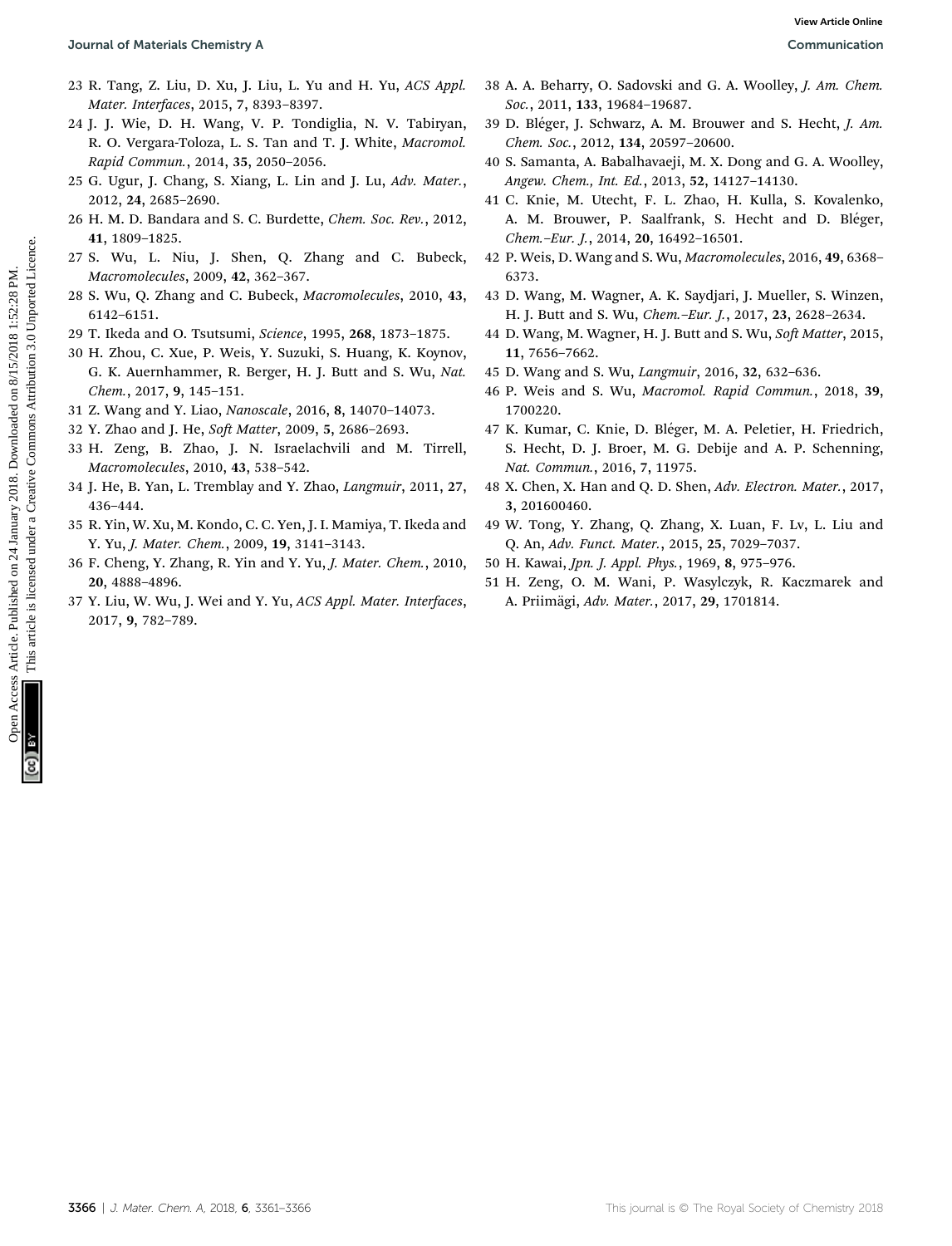23 R. Tang, Z. Liu, D. Xu, J. Liu, L. Yu and H. Yu, *ACS Appl. Mater. Interfaces*, 2015, **7**, 8393–8397.

24 J. J. Wie, D. H. Wang, V. P. Tondiglia, N. V. Tabiryan, R. O. Vergara-Toloza, L. S. Tan and T. J. White, *Macromol. Rapid Commun.*, 2014, **35**, 2050–2056.

25 G. Ugur, J. Chang, S. Xiang, L. Lin and J. Lu, *Adv. Mater.*, 2012, **24**, 2685–2690.

26 H. M. D. Bandara and S. C. Burdette, *Chem. Soc. Rev.*, 2012, **41**, 1809–1825.

27 S. Wu, L. Niu, J. Shen, Q. Zhang and C. Bubeck, *Macromolecules*, 2009, **42**, 362–367.

28 S. Wu, Q. Zhang and C. Bubeck, *Macromolecules*, 2010, **43**, 6142–6151.

29 T. Ikeda and O. Tsutsumi, *Science*, 1995, **268**, 1873–1875.

30 H. Zhou, C. Xue, P. Weis, Y. Suzuki, S. Huang, K. Koynov, G. K. Auernhammer, R. Berger, H. J. Butt and S. Wu, *Nat. Chem.*, 2017, **9**, 145–151.

31 Z. Wang and Y. Liao, *Nanoscale*, 2016, **8**, 14070–14073.

32 Y. Zhao and J. He, *Soft Matter*, 2009, **5**, 2686–2693.

33 H. Zeng, B. Zhao, J. N. Israelachvili and M. Tirrell, *Macromolecules*, 2010, **43**, 538–542.

34 J. He, B. Yan, L. Tremblay and Y. Zhao, *Langmuir*, 2011, **27**, 436–444.

35 R. Yin, W. Xu, M. Kondo, C. C. Yen, J. I. Mamiya, T. Ikeda and Y. Yu, *J. Mater. Chem.*, 2009, **19**, 3141–3143.

36 F. Cheng, Y. Zhang, R. Yin and Y. Yu, *J. Mater. Chem.*, 2010, **20**, 4888–4896.

37 Y. Liu, W. Wu, J. Wei and Y. Yu, *ACS Appl. Mater. Interfaces*, 2017, **9**, 782–789.

38 A. A. Beharry, O. Sadovski and G. A. Woolley, *J. Am. Chem. Soc.*, 2011, **133**, 19684–19687.

39 D. Bléger, J. Schwarz, A. M. Brouwer and S. Hecht, *J. Am. Chem. Soc.*, 2012, **134**, 20597–20600.

40 S. Samanta, A. Babalhavaeji, M. X. Dong and G. A. Woolley, *Angew. Chem., Int. Ed.*, 2013, **52**, 14127–14130.

41 C. Knie, M. Utecht, F. L. Zhao, H. Kulla, S. Kovalenko, A. M. Brouwer, P. Saalfrank, S. Hecht and D. Bléger, *Chem.–Eur. J.*, 2014, **20**, 16492–16501.

42 P. Weis, D. Wang and S. Wu, *Macromolecules*, 2016, **49**, 6368–6373.

43 D. Wang, M. Wagner, A. K. Saydjari, J. Mueller, S. Winzen, H. J. Butt and S. Wu, *Chem.–Eur. J.*, 2017, **23**, 2628–2634.

44 D. Wang, M. Wagner, H. J. Butt and S. Wu, *Soft Matter*, 2015, **11**, 7656–7662.

45 D. Wang and S. Wu, *Langmuir*, 2016, **32**, 632–636.

46 P. Weis and S. Wu, *Macromol. Rapid Commun.*, 2018, **39**, 1700220.

47 K. Kumar, C. Knie, D. Bléger, M. A. Peletier, H. Friedrich, S. Hecht, D. J. Broer, M. G. Debije and A. P. Schenning, *Nat. Commun.*, 2016, **7**, 11975.

48 X. Chen, X. Han and Q. D. Shen, *Adv. Electron. Mater.*, 2017, **3**, 201600460.

49 W. Tong, Y. Zhang, Q. Zhang, X. Luan, F. Lv, L. Liu and Q. An, *Adv. Funct. Mater.*, 2015, **25**, 7029–7037.

50 H. Kawai, *Jpn. J. Appl. Phys.*, 1969, **8**, 975–976.

51 H. Zeng, O. M. Wani, P. Wasylczyk, R. Kaczmarek and A. Priimägi, *Adv. Mater.*, 2017, **29**, 1701814.